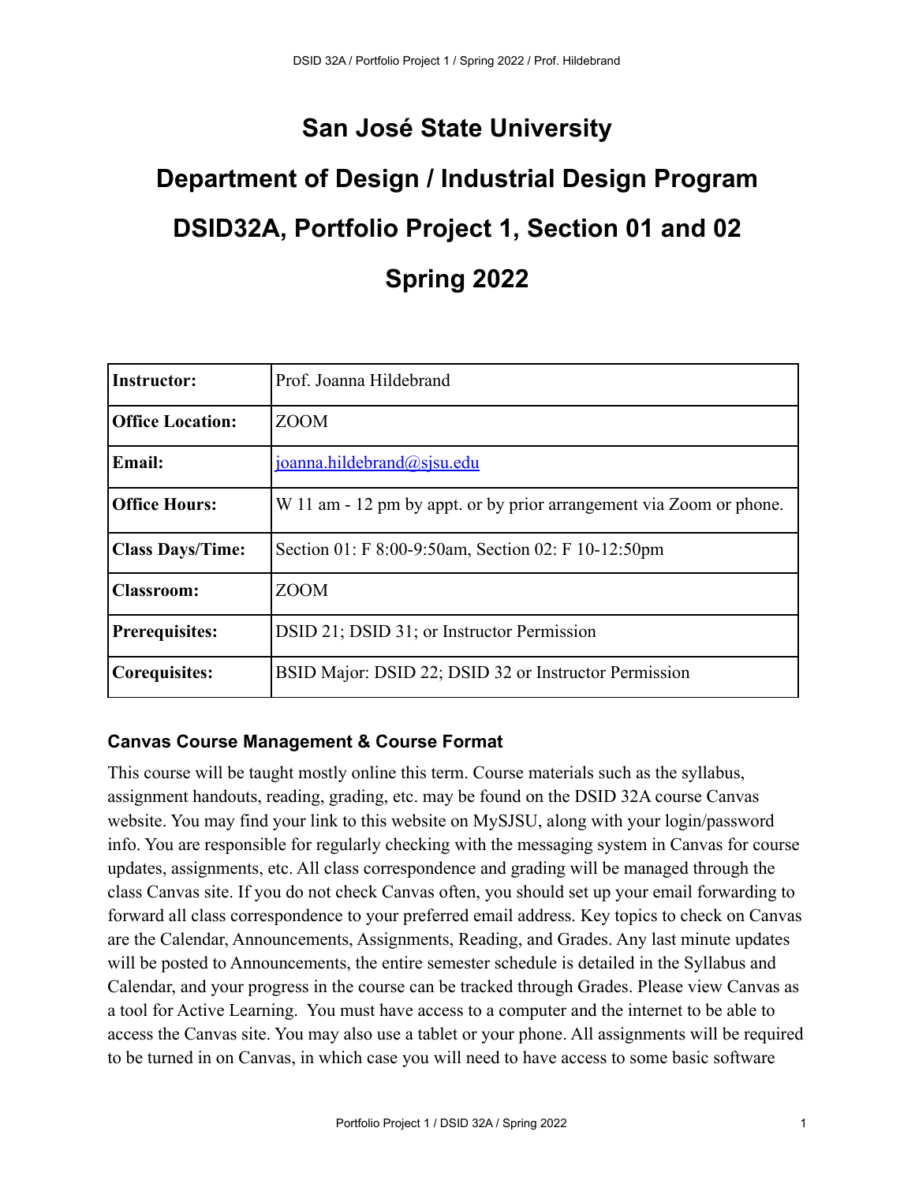# San José State University

# Department of Design / Industrial Design Program

# DSID32A, Portfolio Project 1, Section 01 and 02

# Spring 2022

| **Instructor:** | Prof. Joanna Hildebrand |
|---|---|
| **Office Location:** | ZOOM |
| **Email:** | joanna.hildebrand@sjsu.edu |
| **Office Hours:** | W 11 am - 12 pm by appt. or by prior arrangement via Zoom or phone. |
| **Class Days/Time:** | Section 01: F 8:00-9:50am, Section 02: F 10-12:50pm |
| **Classroom:** | ZOOM |
| **Prerequisites:** | DSID 21; DSID 31; or Instructor Permission |
| **Corequisites:** | BSID Major: DSID 22; DSID 32 or Instructor Permission |

### Canvas Course Management & Course Format

This course will be taught mostly online this term. Course materials such as the syllabus, assignment handouts, reading, grading, etc. may be found on the DSID 32A course Canvas website. You may find your link to this website on MySJSU, along with your login/password info. You are responsible for regularly checking with the messaging system in Canvas for course updates, assignments, etc. All class correspondence and grading will be managed through the class Canvas site. If you do not check Canvas often, you should set up your email forwarding to forward all class correspondence to your preferred email address. Key topics to check on Canvas are the Calendar, Announcements, Assignments, Reading, and Grades. Any last minute updates will be posted to Announcements, the entire semester schedule is detailed in the Syllabus and Calendar, and your progress in the course can be tracked through Grades. Please view Canvas as a tool for Active Learning. You must have access to a computer and the internet to be able to access the Canvas site. You may also use a tablet or your phone. All assignments will be required to be turned in on Canvas, in which case you will need to have access to some basic software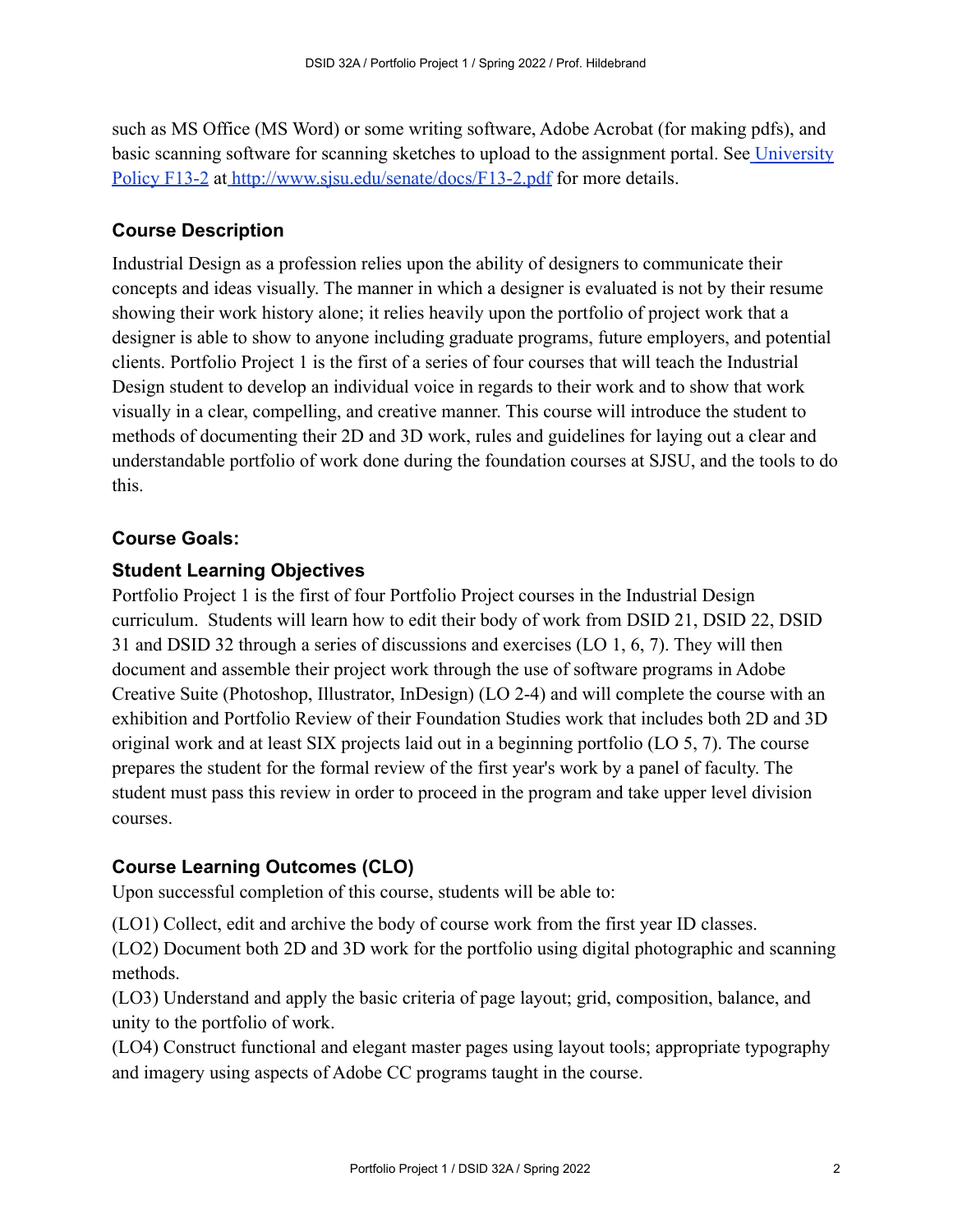such as MS Office (MS Word) or some writing software, Adobe Acrobat (for making pdfs), and basic scanning software for scanning sketches to upload to the assignment portal. See [University Policy F13-2](http://www.sjsu.edu/senate/docs/F13-2.pdf) at [http://www.sjsu.edu/senate/docs/F13-2.pdf](http://www.sjsu.edu/senate/docs/F13-2.pdf) for more details.

## Course Description

Industrial Design as a profession relies upon the ability of designers to communicate their concepts and ideas visually. The manner in which a designer is evaluated is not by their resume showing their work history alone; it relies heavily upon the portfolio of project work that a designer is able to show to anyone including graduate programs, future employers, and potential clients. Portfolio Project 1 is the first of a series of four courses that will teach the Industrial Design student to develop an individual voice in regards to their work and to show that work visually in a clear, compelling, and creative manner. This course will introduce the student to methods of documenting their 2D and 3D work, rules and guidelines for laying out a clear and understandable portfolio of work done during the foundation courses at SJSU, and the tools to do this.

## Course Goals:

### Student Learning Objectives

Portfolio Project 1 is the first of four Portfolio Project courses in the Industrial Design curriculum. Students will learn how to edit their body of work from DSID 21, DSID 22, DSID 31 and DSID 32 through a series of discussions and exercises (LO 1, 6, 7). They will then document and assemble their project work through the use of software programs in Adobe Creative Suite (Photoshop, Illustrator, InDesign) (LO 2-4) and will complete the course with an exhibition and Portfolio Review of their Foundation Studies work that includes both 2D and 3D original work and at least SIX projects laid out in a beginning portfolio (LO 5, 7). The course prepares the student for the formal review of the first year's work by a panel of faculty. The student must pass this review in order to proceed in the program and take upper level division courses.

### Course Learning Outcomes (CLO)

Upon successful completion of this course, students will be able to:

(LO1) Collect, edit and archive the body of course work from the first year ID classes.
(LO2) Document both 2D and 3D work for the portfolio using digital photographic and scanning methods.
(LO3) Understand and apply the basic criteria of page layout; grid, composition, balance, and unity to the portfolio of work.
(LO4) Construct functional and elegant master pages using layout tools; appropriate typography and imagery using aspects of Adobe CC programs taught in the course.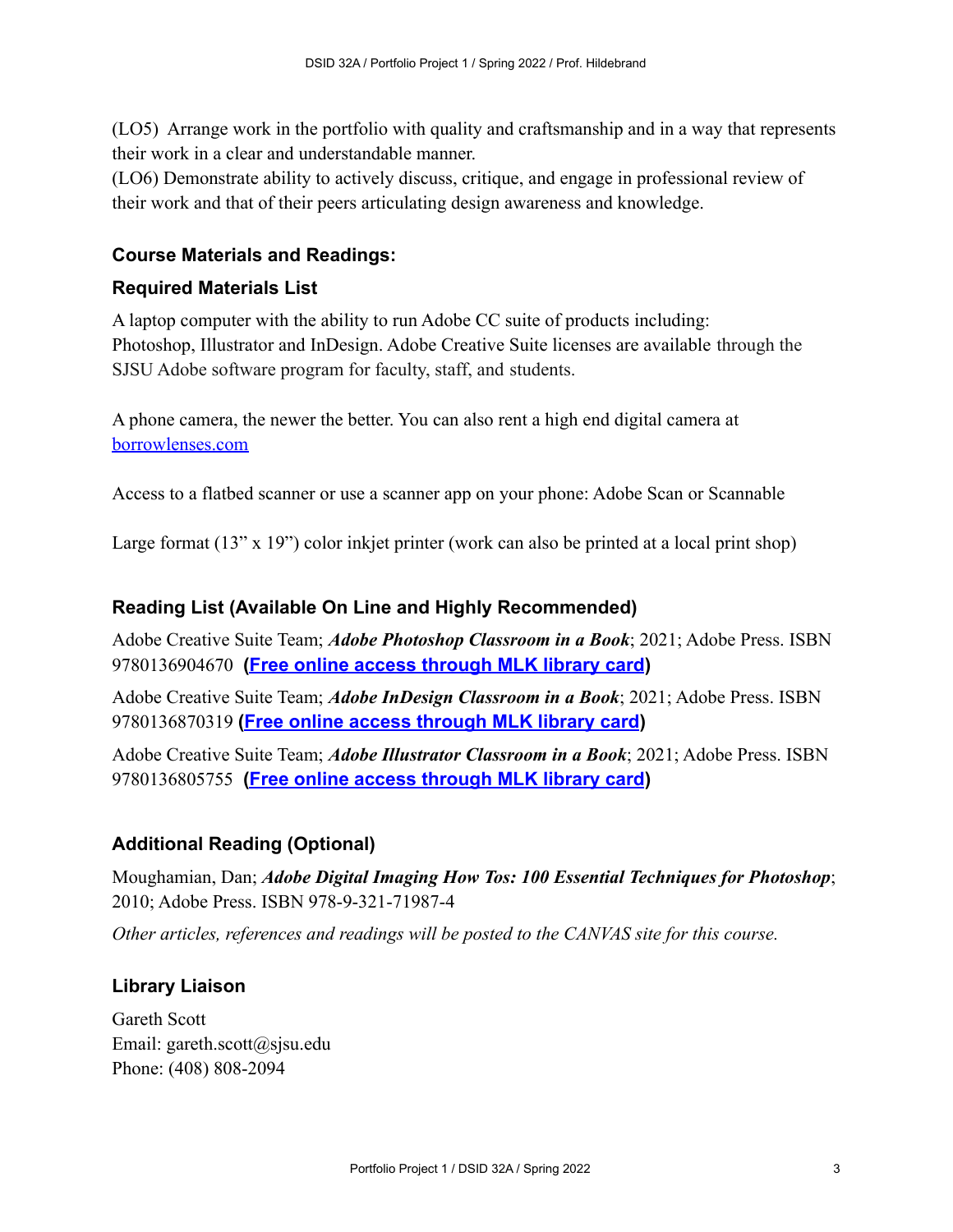(LO5) Arrange work in the portfolio with quality and craftsmanship and in a way that represents their work in a clear and understandable manner.
(LO6) Demonstrate ability to actively discuss, critique, and engage in professional review of their work and that of their peers articulating design awareness and knowledge.

## Course Materials and Readings:

### Required Materials List

A laptop computer with the ability to run Adobe CC suite of products including: Photoshop, Illustrator and InDesign. Adobe Creative Suite licenses are available through the SJSU Adobe software program for faculty, staff, and students.

A phone camera, the newer the better. You can also rent a high end digital camera at borrowlenses.com

Access to a flatbed scanner or use a scanner app on your phone: Adobe Scan or Scannable

Large format (13" x 19") color inkjet printer (work can also be printed at a local print shop)

### Reading List (Available On Line and Highly Recommended)

Adobe Creative Suite Team; ***Adobe Photoshop Classroom in a Book***; 2021; Adobe Press. ISBN 9780136904670 **(Free online access through MLK library card)**

Adobe Creative Suite Team; ***Adobe InDesign Classroom in a Book***; 2021; Adobe Press. ISBN 9780136870319 **(Free online access through MLK library card)**

Adobe Creative Suite Team; ***Adobe Illustrator Classroom in a Book***; 2021; Adobe Press. ISBN 9780136805755 **(Free online access through MLK library card)**

### Additional Reading (Optional)

Moughamian, Dan; ***Adobe Digital Imaging How Tos: 100 Essential Techniques for Photoshop***; 2010; Adobe Press. ISBN 978-9-321-71987-4

*Other articles, references and readings will be posted to the CANVAS site for this course.*

### Library Liaison

Gareth Scott
Email: gareth.scott@sjsu.edu
Phone: (408) 808-2094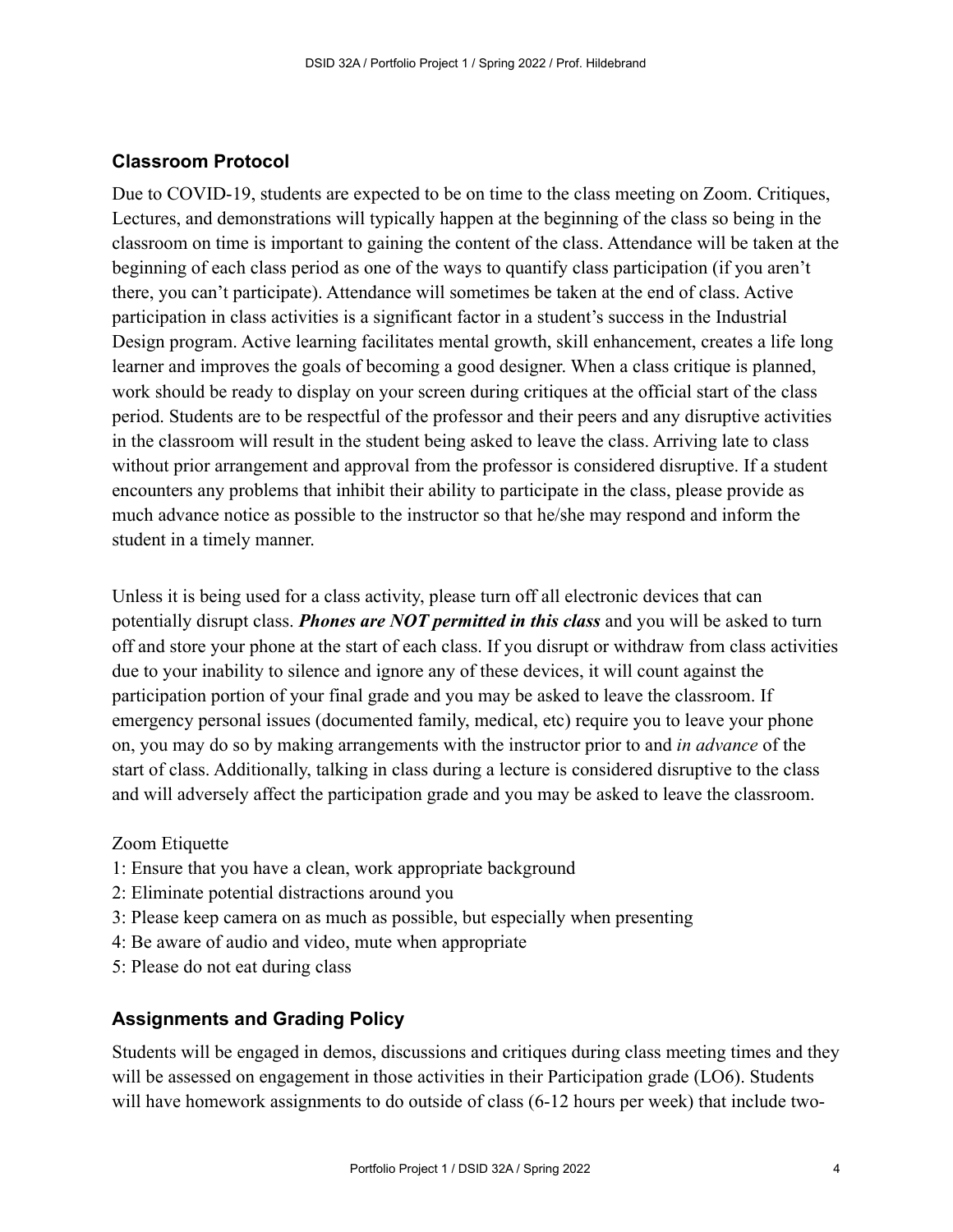## Classroom Protocol

Due to COVID-19, students are expected to be on time to the class meeting on Zoom. Critiques, Lectures, and demonstrations will typically happen at the beginning of the class so being in the classroom on time is important to gaining the content of the class. Attendance will be taken at the beginning of each class period as one of the ways to quantify class participation (if you aren't there, you can't participate). Attendance will sometimes be taken at the end of class. Active participation in class activities is a significant factor in a student's success in the Industrial Design program. Active learning facilitates mental growth, skill enhancement, creates a life long learner and improves the goals of becoming a good designer. When a class critique is planned, work should be ready to display on your screen during critiques at the official start of the class period. Students are to be respectful of the professor and their peers and any disruptive activities in the classroom will result in the student being asked to leave the class. Arriving late to class without prior arrangement and approval from the professor is considered disruptive. If a student encounters any problems that inhibit their ability to participate in the class, please provide as much advance notice as possible to the instructor so that he/she may respond and inform the student in a timely manner.

Unless it is being used for a class activity, please turn off all electronic devices that can potentially disrupt class. ***Phones are NOT permitted in this class*** and you will be asked to turn off and store your phone at the start of each class. If you disrupt or withdraw from class activities due to your inability to silence and ignore any of these devices, it will count against the participation portion of your final grade and you may be asked to leave the classroom. If emergency personal issues (documented family, medical, etc) require you to leave your phone on, you may do so by making arrangements with the instructor prior to and *in advance* of the start of class. Additionally, talking in class during a lecture is considered disruptive to the class and will adversely affect the participation grade and you may be asked to leave the classroom.

Zoom Etiquette

1: Ensure that you have a clean, work appropriate background
2: Eliminate potential distractions around you
3: Please keep camera on as much as possible, but especially when presenting
4: Be aware of audio and video, mute when appropriate
5: Please do not eat during class

## Assignments and Grading Policy

Students will be engaged in demos, discussions and critiques during class meeting times and they will be assessed on engagement in those activities in their Participation grade (LO6). Students will have homework assignments to do outside of class (6-12 hours per week) that include two-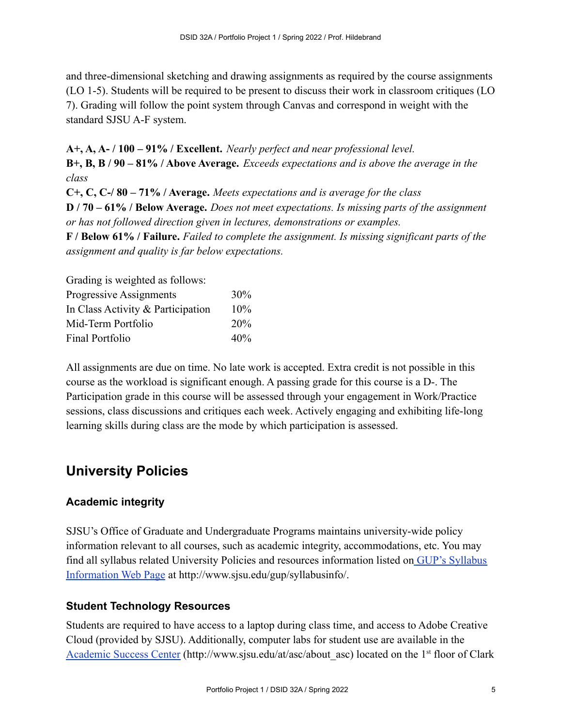and three-dimensional sketching and drawing assignments as required by the course assignments (LO 1-5). Students will be required to be present to discuss their work in classroom critiques (LO 7). Grading will follow the point system through Canvas and correspond in weight with the standard SJSU A-F system.

**A+, A, A- / 100 – 91% / Excellent.** *Nearly perfect and near professional level.*
**B+, B, B / 90 – 81% / Above Average.** *Exceeds expectations and is above the average in the class*
**C+, C, C-/ 80 – 71% / Average.** *Meets expectations and is average for the class*
**D / 70 – 61% / Below Average.** *Does not meet expectations. Is missing parts of the assignment or has not followed direction given in lectures, demonstrations or examples.*
**F / Below 61% / Failure.** *Failed to complete the assignment. Is missing significant parts of the assignment and quality is far below expectations.*

Grading is weighted as follows:

| | |
|---|---|
| Progressive Assignments | 30% |
| In Class Activity & Participation | 10% |
| Mid-Term Portfolio | 20% |
| Final Portfolio | 40% |

All assignments are due on time. No late work is accepted. Extra credit is not possible in this course as the workload is significant enough. A passing grade for this course is a D-. The Participation grade in this course will be assessed through your engagement in Work/Practice sessions, class discussions and critiques each week. Actively engaging and exhibiting life-long learning skills during class are the mode by which participation is assessed.

## University Policies

### Academic integrity

SJSU's Office of Graduate and Undergraduate Programs maintains university-wide policy information relevant to all courses, such as academic integrity, accommodations, etc. You may find all syllabus related University Policies and resources information listed on GUP's Syllabus Information Web Page at http://www.sjsu.edu/gup/syllabusinfo/.

### Student Technology Resources

Students are required to have access to a laptop during class time, and access to Adobe Creative Cloud (provided by SJSU). Additionally, computer labs for student use are available in the Academic Success Center (http://www.sjsu.edu/at/asc/about_asc) located on the 1st floor of Clark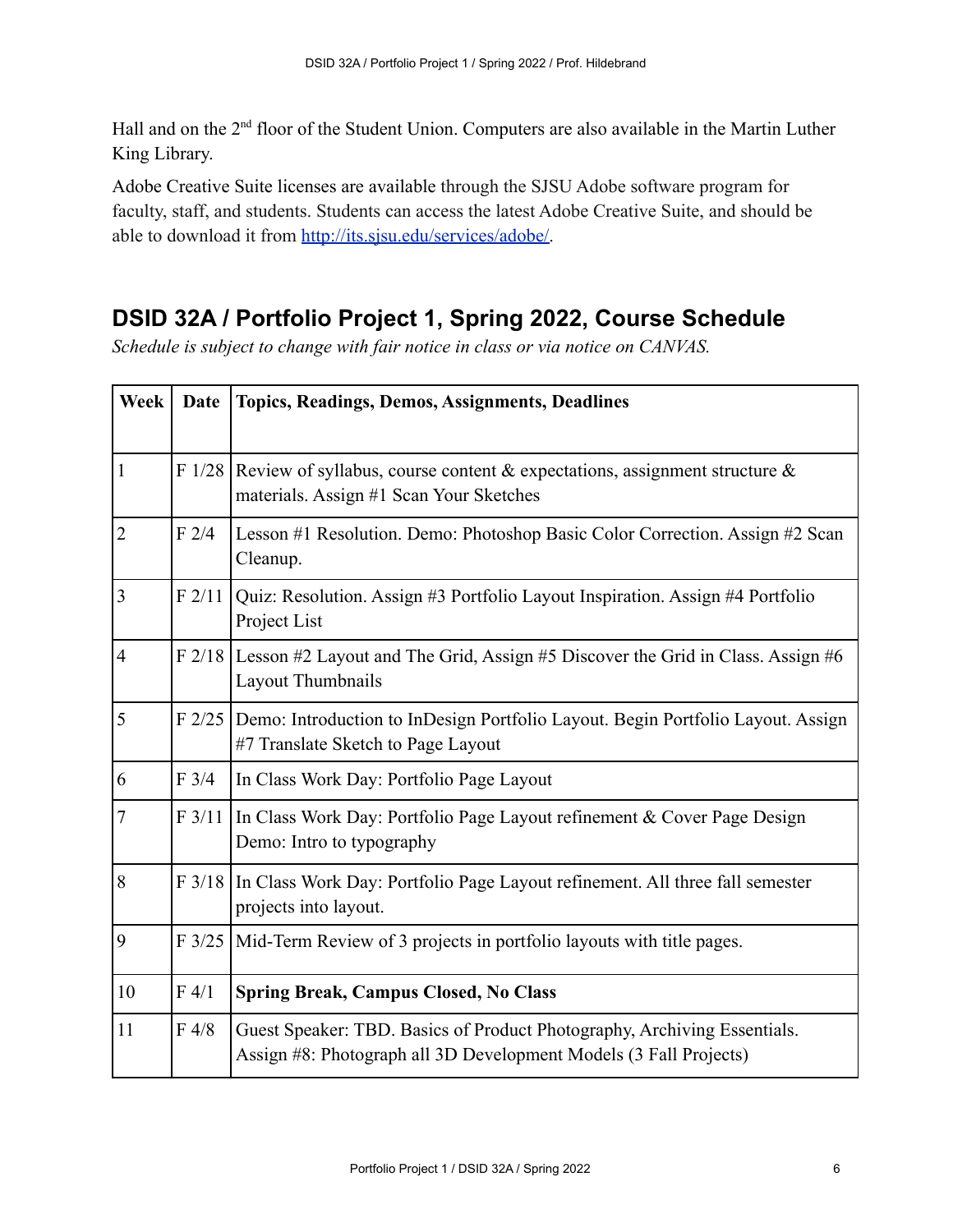Hall and on the 2nd floor of the Student Union. Computers are also available in the Martin Luther King Library.

Adobe Creative Suite licenses are available through the SJSU Adobe software program for faculty, staff, and students. Students can access the latest Adobe Creative Suite, and should be able to download it from http://its.sjsu.edu/services/adobe/.

## DSID 32A / Portfolio Project 1, Spring 2022, Course Schedule

*Schedule is subject to change with fair notice in class or via notice on CANVAS.*

| Week | Date | Topics, Readings, Demos, Assignments, Deadlines |
|---|---|---|
| 1 | F 1/28 | Review of syllabus, course content & expectations, assignment structure & materials. Assign #1 Scan Your Sketches |
| 2 | F 2/4 | Lesson #1 Resolution. Demo: Photoshop Basic Color Correction. Assign #2 Scan Cleanup. |
| 3 | F 2/11 | Quiz: Resolution. Assign #3 Portfolio Layout Inspiration. Assign #4 Portfolio Project List |
| 4 | F 2/18 | Lesson #2 Layout and The Grid, Assign #5 Discover the Grid in Class. Assign #6 Layout Thumbnails |
| 5 | F 2/25 | Demo: Introduction to InDesign Portfolio Layout. Begin Portfolio Layout. Assign #7 Translate Sketch to Page Layout |
| 6 | F 3/4 | In Class Work Day: Portfolio Page Layout |
| 7 | F 3/11 | In Class Work Day: Portfolio Page Layout refinement & Cover Page Design Demo: Intro to typography |
| 8 | F 3/18 | In Class Work Day: Portfolio Page Layout refinement. All three fall semester projects into layout. |
| 9 | F 3/25 | Mid-Term Review of 3 projects in portfolio layouts with title pages. |
| 10 | F 4/1 | **Spring Break, Campus Closed, No Class** |
| 11 | F 4/8 | Guest Speaker: TBD. Basics of Product Photography, Archiving Essentials. Assign #8: Photograph all 3D Development Models (3 Fall Projects) |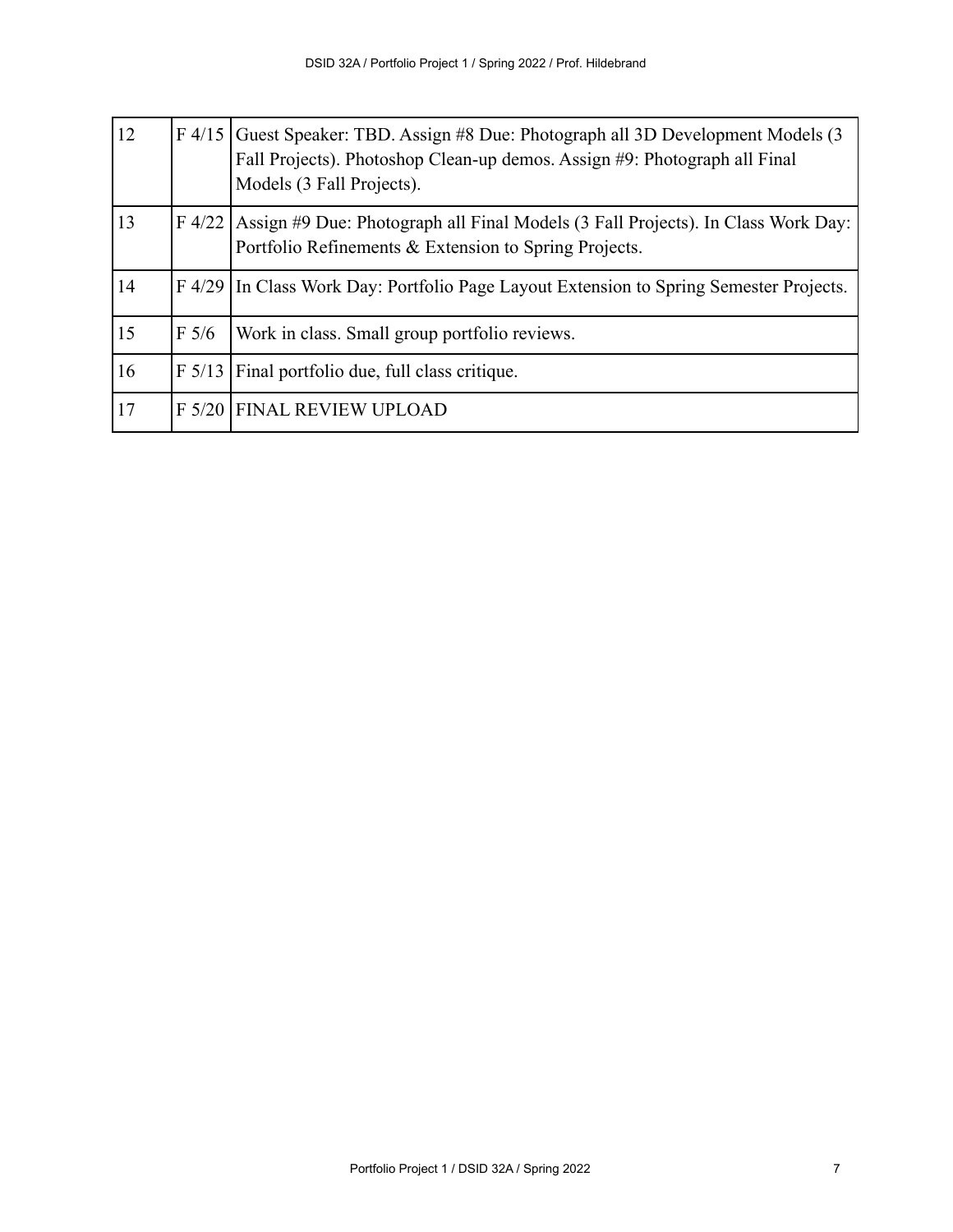| | | |
|---|---|---|
| 12 | F 4/15 | Guest Speaker: TBD. Assign #8 Due: Photograph all 3D Development Models (3 Fall Projects). Photoshop Clean-up demos. Assign #9: Photograph all Final Models (3 Fall Projects). |
| 13 | F 4/22 | Assign #9 Due: Photograph all Final Models (3 Fall Projects). In Class Work Day: Portfolio Refinements & Extension to Spring Projects. |
| 14 | F 4/29 | In Class Work Day: Portfolio Page Layout Extension to Spring Semester Projects. |
| 15 | F 5/6 | Work in class. Small group portfolio reviews. |
| 16 | F 5/13 | Final portfolio due, full class critique. |
| 17 | F 5/20 | FINAL REVIEW UPLOAD |